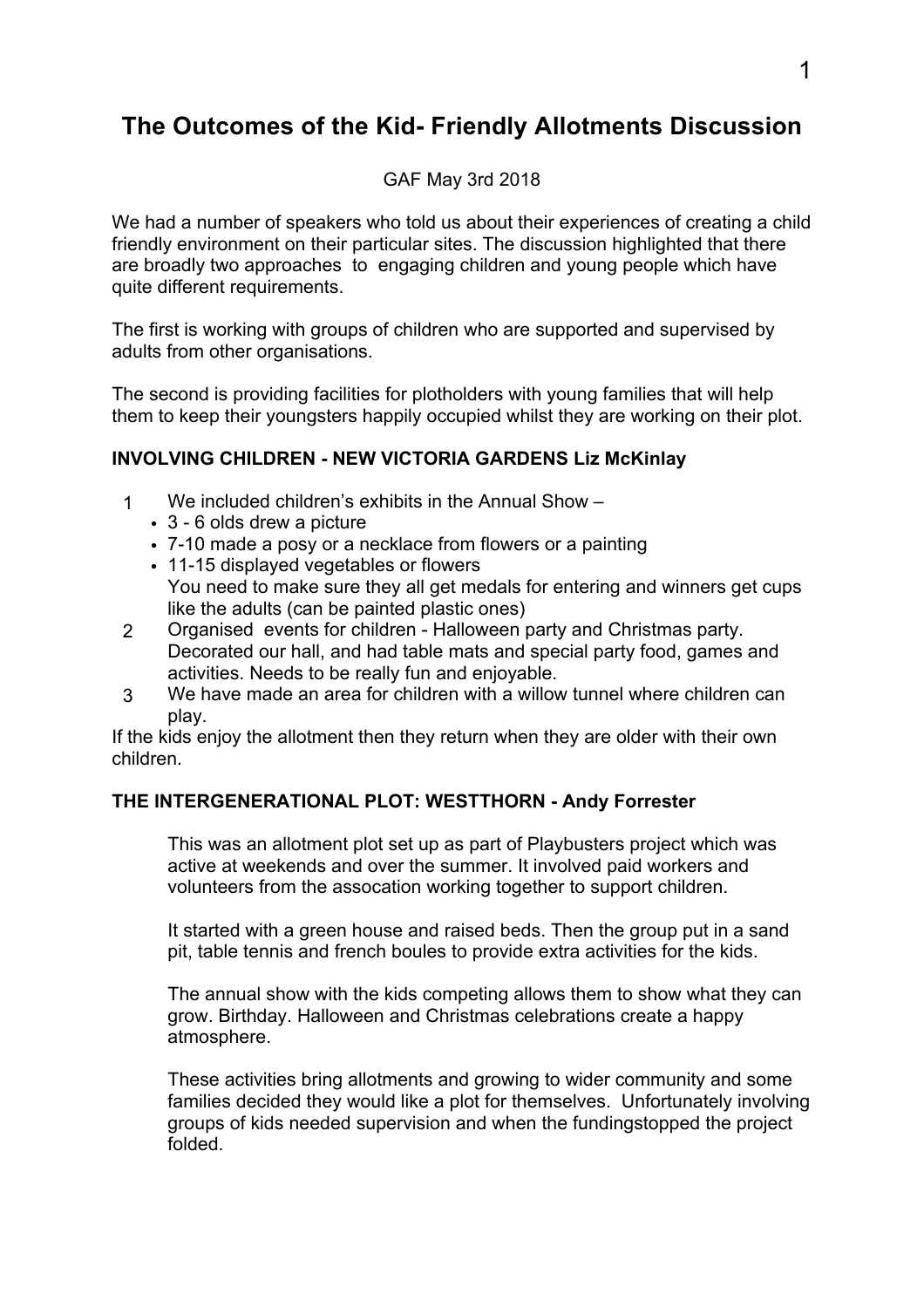# The Outcomes of the Kid- Friendly Allotments Discussion

GAF May 3rd 2018

We had a number of speakers who told us about their experiences of creating a child friendly environment on their particular sites. The discussion highlighted that there are broadly two approaches to engaging children and young people which have quite different requirements.

The first is working with groups of children who are supported and supervised by adults from other organisations.

The second is providing facilities for plotholders with young families that will help them to keep their youngsters happily occupied whilst they are working on their plot.

**INVOLVING CHILDREN - NEW VICTORIA GARDENS Liz McKinlay**

1. We included children's exhibits in the Annual Show –
   - 3 - 6 olds drew a picture
   - 7-10 made a posy or a necklace from flowers or a painting
   - 11-15 displayed vegetables or flowers

   You need to make sure they all get medals for entering and winners get cups like the adults (can be painted plastic ones)
2. Organised events for children - Halloween party and Christmas party. Decorated our hall, and had table mats and special party food, games and activities. Needs to be really fun and enjoyable.
3. We have made an area for children with a willow tunnel where children can play.

If the kids enjoy the allotment then they return when they are older with their own children.

**THE INTERGENERATIONAL PLOT: WESTTHORN - Andy Forrester**

This was an allotment plot set up as part of Playbusters project which was active at weekends and over the summer. It involved paid workers and volunteers from the assocation working together to support children.

It started with a green house and raised beds. Then the group put in a sand pit, table tennis and french boules to provide extra activities for the kids.

The annual show with the kids competing allows them to show what they can grow. Birthday. Halloween and Christmas celebrations create a happy atmosphere.

These activities bring allotments and growing to wider community and some families decided they would like a plot for themselves. Unfortunately involving groups of kids needed supervision and when the fundingstopped the project folded.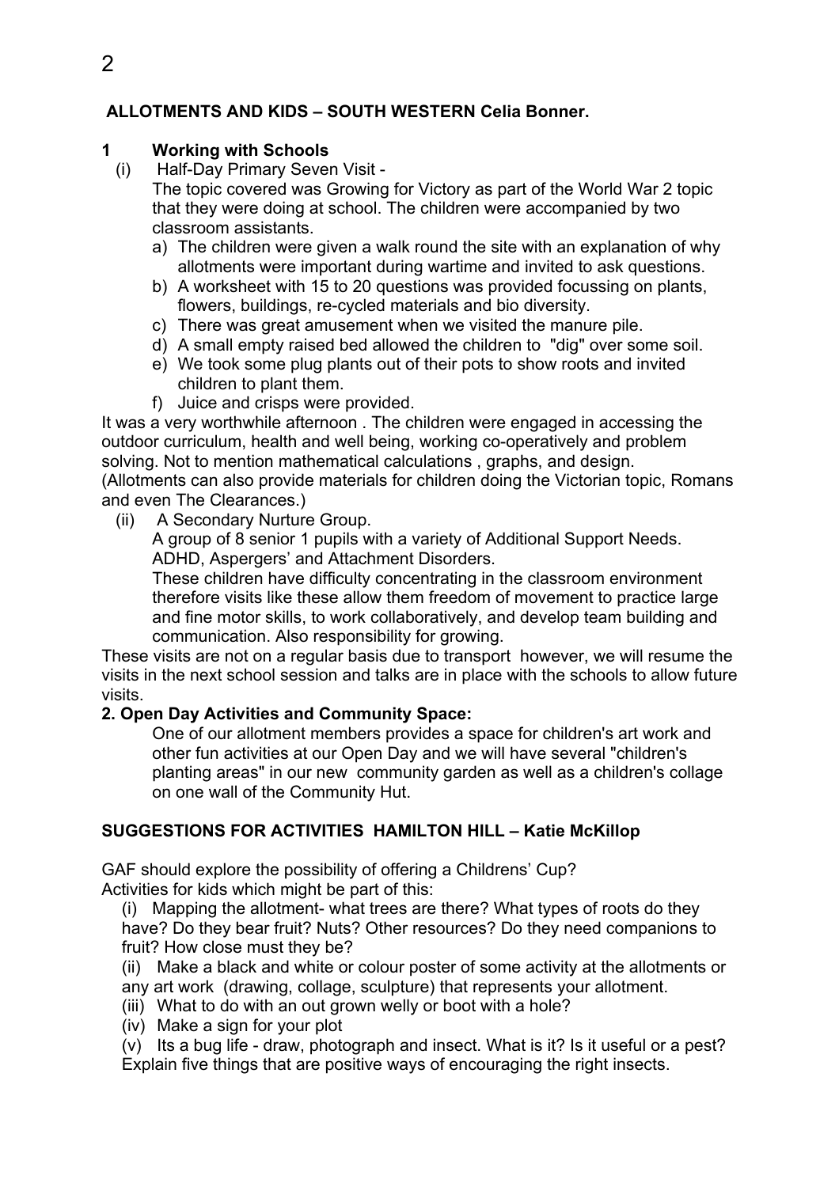**ALLOTMENTS AND KIDS – SOUTH WESTERN Celia Bonner.**

**1 Working with Schools**

(i) Half-Day Primary Seven Visit -

The topic covered was Growing for Victory as part of the World War 2 topic that they were doing at school. The children were accompanied by two classroom assistants.

a) The children were given a walk round the site with an explanation of why allotments were important during wartime and invited to ask questions.
b) A worksheet with 15 to 20 questions was provided focussing on plants, flowers, buildings, re-cycled materials and bio diversity.
c) There was great amusement when we visited the manure pile.
d) A small empty raised bed allowed the children to "dig" over some soil.
e) We took some plug plants out of their pots to show roots and invited children to plant them.
f) Juice and crisps were provided.

It was a very worthwhile afternoon . The children were engaged in accessing the outdoor curriculum, health and well being, working co-operatively and problem solving. Not to mention mathematical calculations , graphs, and design. (Allotments can also provide materials for children doing the Victorian topic, Romans and even The Clearances.)

(ii) A Secondary Nurture Group.

A group of 8 senior 1 pupils with a variety of Additional Support Needs. ADHD, Aspergers' and Attachment Disorders.

These children have difficulty concentrating in the classroom environment therefore visits like these allow them freedom of movement to practice large and fine motor skills, to work collaboratively, and develop team building and communication. Also responsibility for growing.

These visits are not on a regular basis due to transport however, we will resume the visits in the next school session and talks are in place with the schools to allow future visits.

**2. Open Day Activities and Community Space:**

One of our allotment members provides a space for children's art work and other fun activities at our Open Day and we will have several "children's planting areas" in our new community garden as well as a children's collage on one wall of the Community Hut.

**SUGGESTIONS FOR ACTIVITIES HAMILTON HILL – Katie McKillop**

GAF should explore the possibility of offering a Childrens' Cup?
Activities for kids which might be part of this:

(i) Mapping the allotment- what trees are there? What types of roots do they have? Do they bear fruit? Nuts? Other resources? Do they need companions to fruit? How close must they be?
(ii) Make a black and white or colour poster of some activity at the allotments or any art work (drawing, collage, sculpture) that represents your allotment.
(iii) What to do with an out grown welly or boot with a hole?
(iv) Make a sign for your plot
(v) Its a bug life - draw, photograph and insect. What is it? Is it useful or a pest? Explain five things that are positive ways of encouraging the right insects.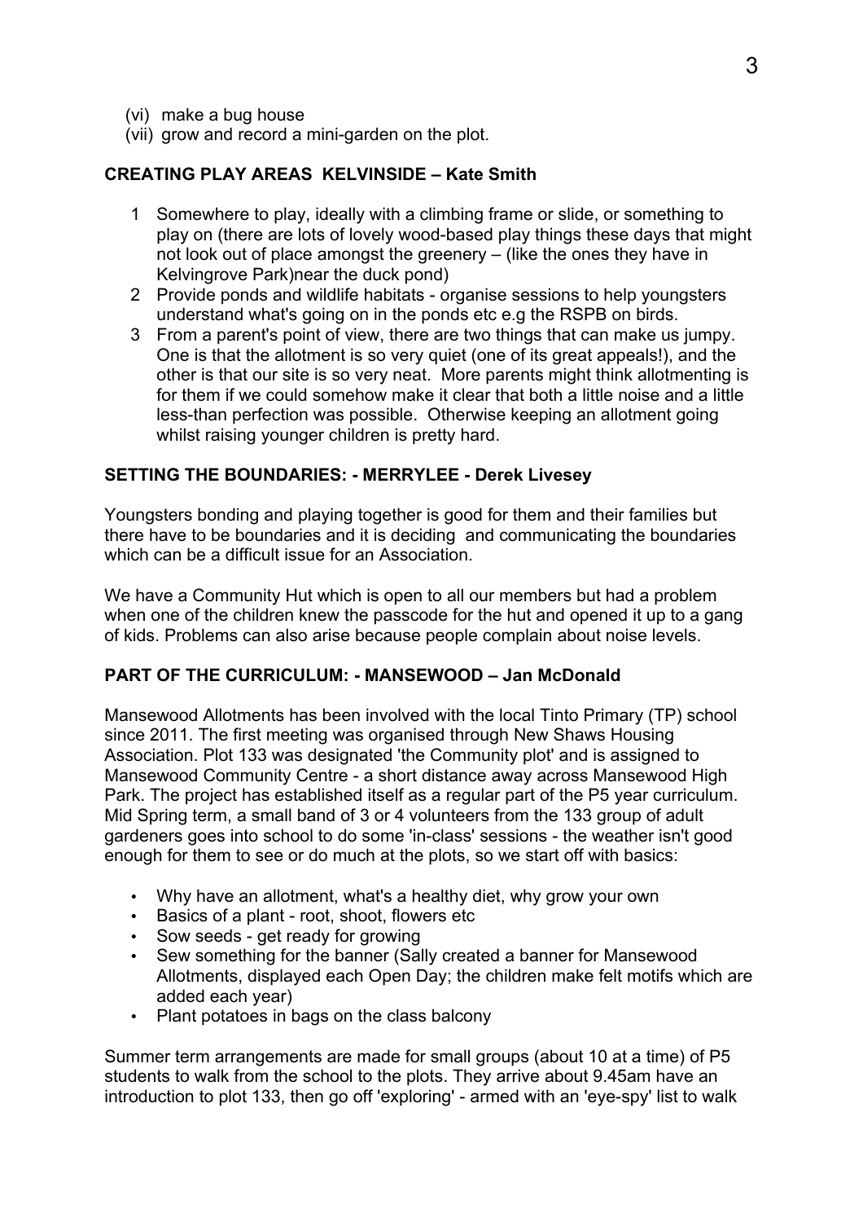(vi) make a bug house
(vii) grow and record a mini-garden on the plot.

**CREATING PLAY AREAS KELVINSIDE – Kate Smith**

1. Somewhere to play, ideally with a climbing frame or slide, or something to play on (there are lots of lovely wood-based play things these days that might not look out of place amongst the greenery – (like the ones they have in Kelvingrove Park)near the duck pond)
2. Provide ponds and wildlife habitats - organise sessions to help youngsters understand what's going on in the ponds etc e.g the RSPB on birds.
3. From a parent's point of view, there are two things that can make us jumpy. One is that the allotment is so very quiet (one of its great appeals!), and the other is that our site is so very neat. More parents might think allotmenting is for them if we could somehow make it clear that both a little noise and a little less-than perfection was possible. Otherwise keeping an allotment going whilst raising younger children is pretty hard.

**SETTING THE BOUNDARIES: - MERRYLEE - Derek Livesey**

Youngsters bonding and playing together is good for them and their families but there have to be boundaries and it is deciding and communicating the boundaries which can be a difficult issue for an Association.

We have a Community Hut which is open to all our members but had a problem when one of the children knew the passcode for the hut and opened it up to a gang of kids. Problems can also arise because people complain about noise levels.

**PART OF THE CURRICULUM: - MANSEWOOD – Jan McDonald**

Mansewood Allotments has been involved with the local Tinto Primary (TP) school since 2011. The first meeting was organised through New Shaws Housing Association. Plot 133 was designated 'the Community plot' and is assigned to Mansewood Community Centre - a short distance away across Mansewood High Park. The project has established itself as a regular part of the P5 year curriculum. Mid Spring term, a small band of 3 or 4 volunteers from the 133 group of adult gardeners goes into school to do some 'in-class' sessions - the weather isn't good enough for them to see or do much at the plots, so we start off with basics:

- Why have an allotment, what's a healthy diet, why grow your own
- Basics of a plant - root, shoot, flowers etc
- Sow seeds - get ready for growing
- Sew something for the banner (Sally created a banner for Mansewood Allotments, displayed each Open Day; the children make felt motifs which are added each year)
- Plant potatoes in bags on the class balcony

Summer term arrangements are made for small groups (about 10 at a time) of P5 students to walk from the school to the plots. They arrive about 9.45am have an introduction to plot 133, then go off 'exploring' - armed with an 'eye-spy' list to walk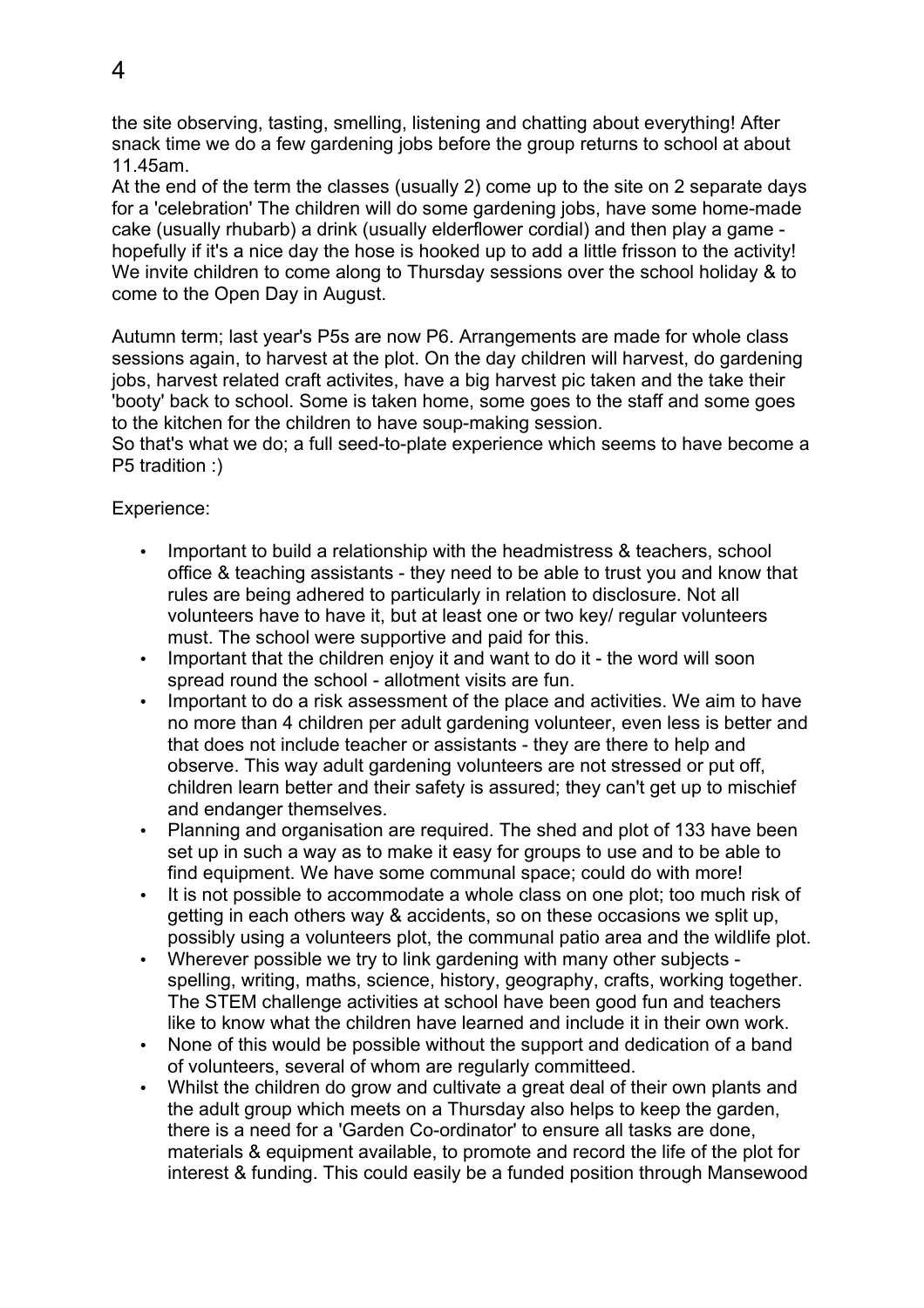the site observing, tasting, smelling, listening and chatting about everything! After snack time we do a few gardening jobs before the group returns to school at about 11.45am.

At the end of the term the classes (usually 2) come up to the site on 2 separate days for a 'celebration' The children will do some gardening jobs, have some home-made cake (usually rhubarb) a drink (usually elderflower cordial) and then play a game - hopefully if it's a nice day the hose is hooked up to add a little frisson to the activity! We invite children to come along to Thursday sessions over the school holiday & to come to the Open Day in August.

Autumn term; last year's P5s are now P6. Arrangements are made for whole class sessions again, to harvest at the plot. On the day children will harvest, do gardening jobs, harvest related craft activites, have a big harvest pic taken and the take their 'booty' back to school. Some is taken home, some goes to the staff and some goes to the kitchen for the children to have soup-making session.

So that's what we do; a full seed-to-plate experience which seems to have become a P5 tradition :)

Experience:

- Important to build a relationship with the headmistress & teachers, school office & teaching assistants - they need to be able to trust you and know that rules are being adhered to particularly in relation to disclosure. Not all volunteers have to have it, but at least one or two key/ regular volunteers must. The school were supportive and paid for this.
- Important that the children enjoy it and want to do it - the word will soon spread round the school - allotment visits are fun.
- Important to do a risk assessment of the place and activities. We aim to have no more than 4 children per adult gardening volunteer, even less is better and that does not include teacher or assistants - they are there to help and observe. This way adult gardening volunteers are not stressed or put off, children learn better and their safety is assured; they can't get up to mischief and endanger themselves.
- Planning and organisation are required. The shed and plot of 133 have been set up in such a way as to make it easy for groups to use and to be able to find equipment. We have some communal space; could do with more!
- It is not possible to accommodate a whole class on one plot; too much risk of getting in each others way & accidents, so on these occasions we split up, possibly using a volunteers plot, the communal patio area and the wildlife plot.
- Wherever possible we try to link gardening with many other subjects - spelling, writing, maths, science, history, geography, crafts, working together. The STEM challenge activities at school have been good fun and teachers like to know what the children have learned and include it in their own work.
- None of this would be possible without the support and dedication of a band of volunteers, several of whom are regularly committeed.
- Whilst the children do grow and cultivate a great deal of their own plants and the adult group which meets on a Thursday also helps to keep the garden, there is a need for a 'Garden Co-ordinator' to ensure all tasks are done, materials & equipment available, to promote and record the life of the plot for interest & funding. This could easily be a funded position through Mansewood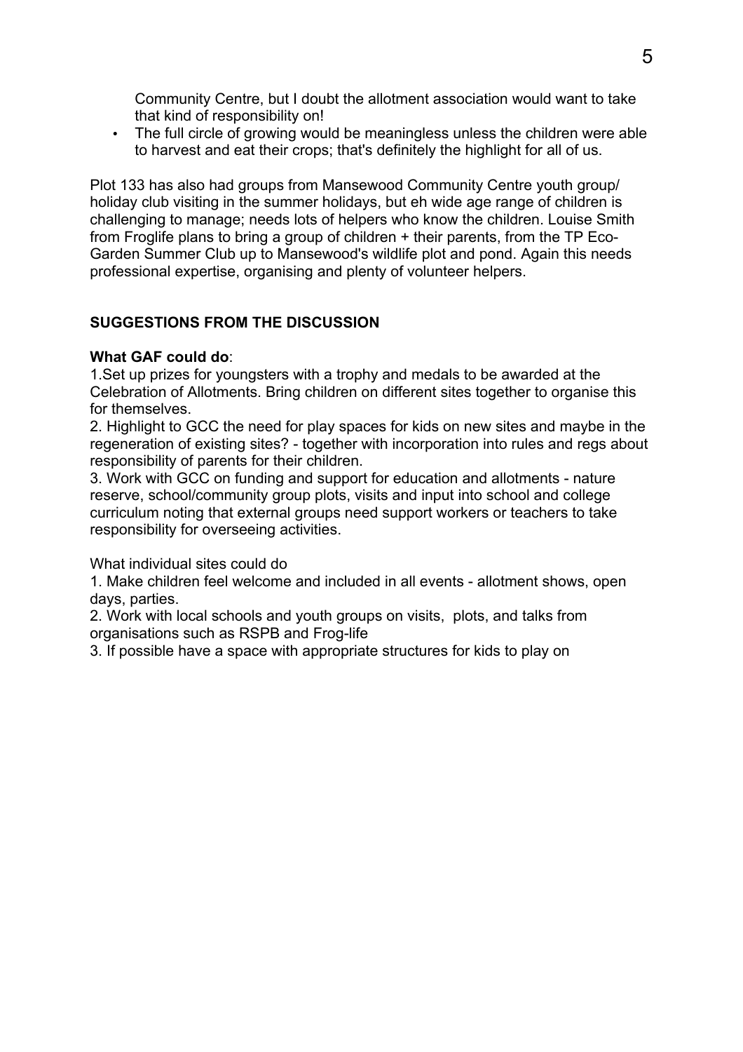Community Centre, but I doubt the allotment association would want to take that kind of responsibility on!

- The full circle of growing would be meaningless unless the children were able to harvest and eat their crops; that's definitely the highlight for all of us.

Plot 133 has also had groups from Mansewood Community Centre youth group/ holiday club visiting in the summer holidays, but eh wide age range of children is challenging to manage; needs lots of helpers who know the children. Louise Smith from Froglife plans to bring a group of children + their parents, from the TP Eco-Garden Summer Club up to Mansewood's wildlife plot and pond. Again this needs professional expertise, organising and plenty of volunteer helpers.

## SUGGESTIONS FROM THE DISCUSSION

**What GAF could do**:

1.Set up prizes for youngsters with a trophy and medals to be awarded at the Celebration of Allotments. Bring children on different sites together to organise this for themselves.

2. Highlight to GCC the need for play spaces for kids on new sites and maybe in the regeneration of existing sites? - together with incorporation into rules and regs about responsibility of parents for their children.

3. Work with GCC on funding and support for education and allotments - nature reserve, school/community group plots, visits and input into school and college curriculum noting that external groups need support workers or teachers to take responsibility for overseeing activities.

What individual sites could do

1. Make children feel welcome and included in all events - allotment shows, open days, parties.

2. Work with local schools and youth groups on visits, plots, and talks from organisations such as RSPB and Frog-life

3. If possible have a space with appropriate structures for kids to play on